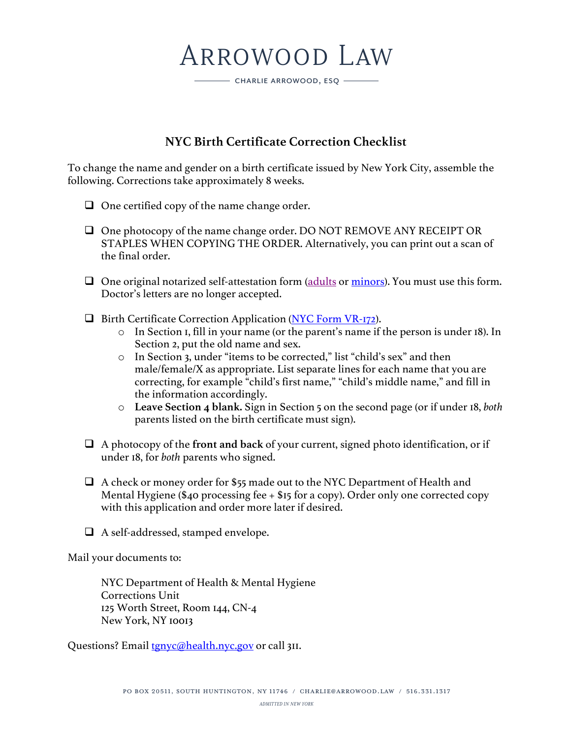# Arrowood Law

CHARLIE ARROWOOD, ESQ

## NYC Birth Certificate Correction Checklist

To change the name and gender on a birth certificate issued by New York City, assemble the following. Corrections take approximately 8 weeks.

- [ ] One certified copy of the name change order.
- [ ] One photocopy of the name change order. DO NOT REMOVE ANY RECEIPT OR STAPLES WHEN COPYING THE ORDER. Alternatively, you can print out a scan of the final order.
- [ ] One original notarized self-attestation form (adults or minors). You must use this form. Doctor's letters are no longer accepted.
- [ ] Birth Certificate Correction Application (NYC Form VR-172).
  - In Section 1, fill in your name (or the parent's name if the person is under 18). In Section 2, put the old name and sex.
  - In Section 3, under "items to be corrected," list "child's sex" and then male/female/X as appropriate. List separate lines for each name that you are correcting, for example "child's first name," "child's middle name," and fill in the information accordingly.
  - **Leave Section 4 blank.** Sign in Section 5 on the second page (or if under 18, *both* parents listed on the birth certificate must sign).
- [ ] A photocopy of the **front and back** of your current, signed photo identification, or if under 18, for *both* parents who signed.
- [ ] A check or money order for $55 made out to the NYC Department of Health and Mental Hygiene ($40 processing fee + $15 for a copy). Order only one corrected copy with this application and order more later if desired.
- [ ] A self-addressed, stamped envelope.

Mail your documents to:

> NYC Department of Health & Mental Hygiene
> Corrections Unit
> 125 Worth Street, Room 144, CN-4
> New York, NY 10013

Questions? Email tgnyc@health.nyc.gov or call 311.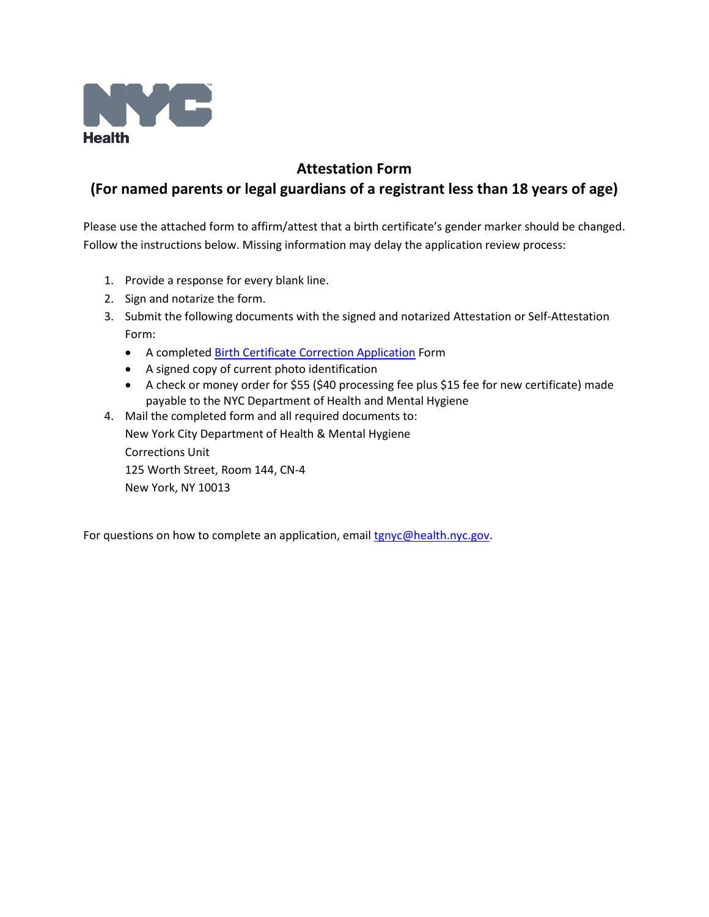NYC Health

# Attestation Form
## (For named parents or legal guardians of a registrant less than 18 years of age)

Please use the attached form to affirm/attest that a birth certificate's gender marker should be changed. Follow the instructions below. Missing information may delay the application review process:

1. Provide a response for every blank line.
2. Sign and notarize the form.
3. Submit the following documents with the signed and notarized Attestation or Self-Attestation Form:
   - A completed Birth Certificate Correction Application Form
   - A signed copy of current photo identification
   - A check or money order for $55 ($40 processing fee plus $15 fee for new certificate) made payable to the NYC Department of Health and Mental Hygiene
4. Mail the completed form and all required documents to:
   New York City Department of Health & Mental Hygiene
   Corrections Unit
   125 Worth Street, Room 144, CN-4
   New York, NY 10013

For questions on how to complete an application, email tgnyc@health.nyc.gov.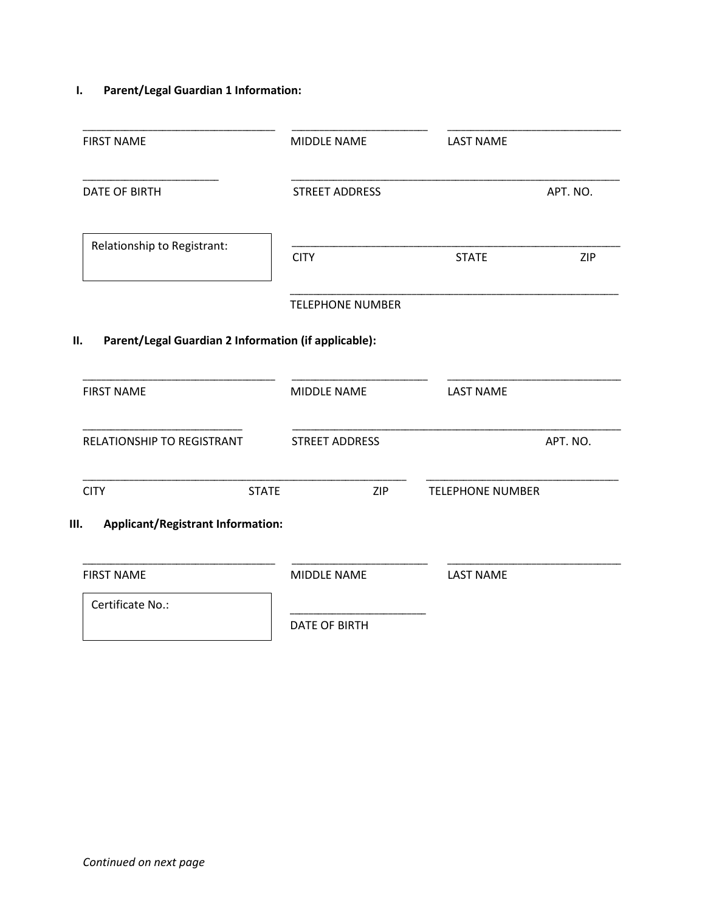## I. Parent/Legal Guardian 1 Information:

| | | |
|---|---|---|
| FIRST NAME | MIDDLE NAME | LAST NAME |

DATE OF BIRTH

STREET ADDRESS APT. NO.

Relationship to Registrant:

CITY STATE ZIP

TELEPHONE NUMBER

## II. Parent/Legal Guardian 2 Information (if applicable):

| | | |
|---|---|---|
| FIRST NAME | MIDDLE NAME | LAST NAME |

RELATIONSHIP TO REGISTRANT

STREET ADDRESS APT. NO.

CITY STATE ZIP

TELEPHONE NUMBER

## III. Applicant/Registrant Information:

| | | |
|---|---|---|
| FIRST NAME | MIDDLE NAME | LAST NAME |

Certificate No.:

DATE OF BIRTH

*Continued on next page*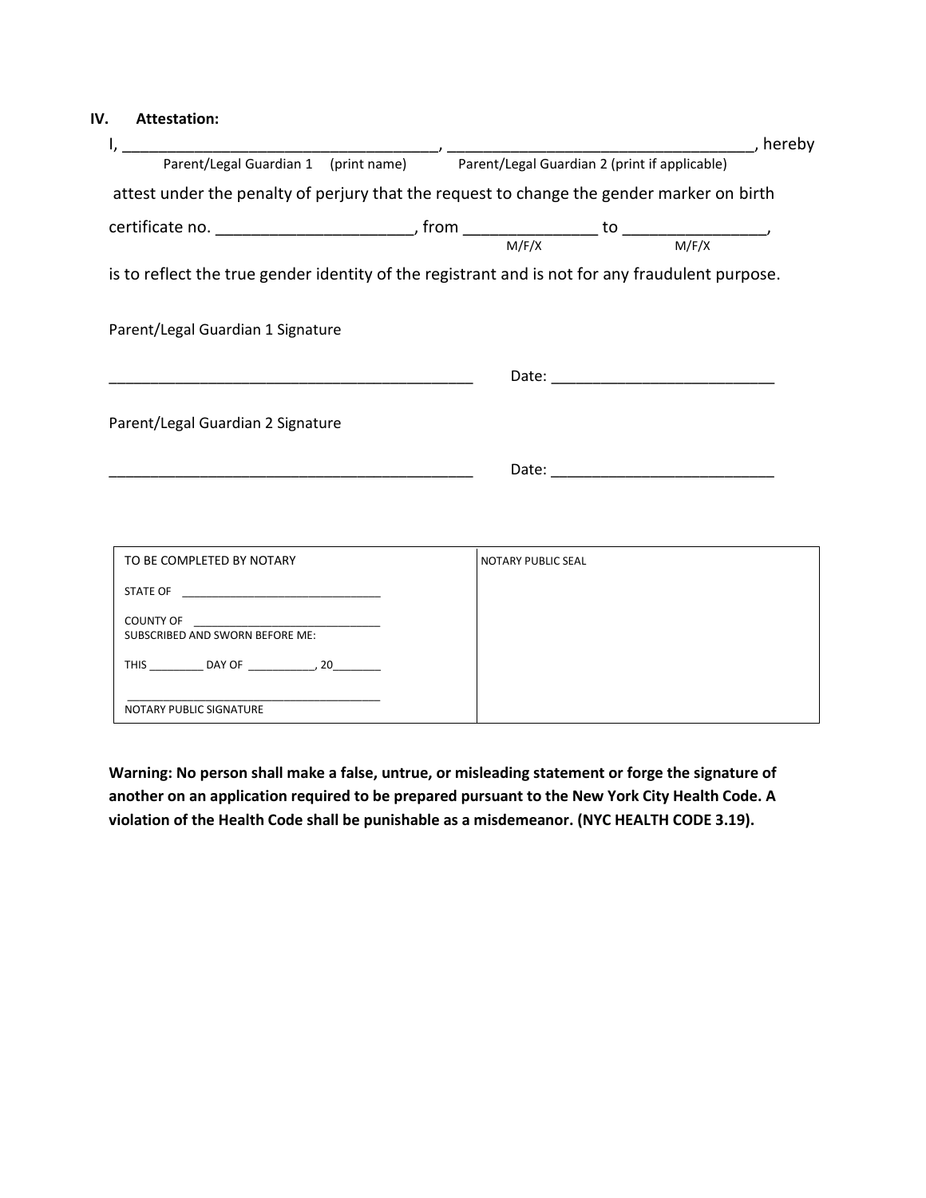**IV. Attestation:**

I, ____________________________________, ___________________________________, hereby
Parent/Legal Guardian 1 (print name) Parent/Legal Guardian 2 (print if applicable)

attest under the penalty of perjury that the request to change the gender marker on birth

certificate no. _____________________, from ______________ to _______________,
M/F/X M/F/X

is to reflect the true gender identity of the registrant and is not for any fraudulent purpose.

Parent/Legal Guardian 1 Signature

____________________________________________ Date: __________________________

Parent/Legal Guardian 2 Signature

____________________________________________ Date: __________________________

| TO BE COMPLETED BY NOTARY | NOTARY PUBLIC SEAL |
|---|---|
| STATE OF ______________________________ | |
| COUNTY OF ____________________________ | |
| SUBSCRIBED AND SWORN BEFORE ME: | |
| THIS _________ DAY OF ___________, 20________ | |
| ________________________________________ | |
| NOTARY PUBLIC SIGNATURE | |

**Warning: No person shall make a false, untrue, or misleading statement or forge the signature of another on an application required to be prepared pursuant to the New York City Health Code. A violation of the Health Code shall be punishable as a misdemeanor. (NYC HEALTH CODE 3.19).**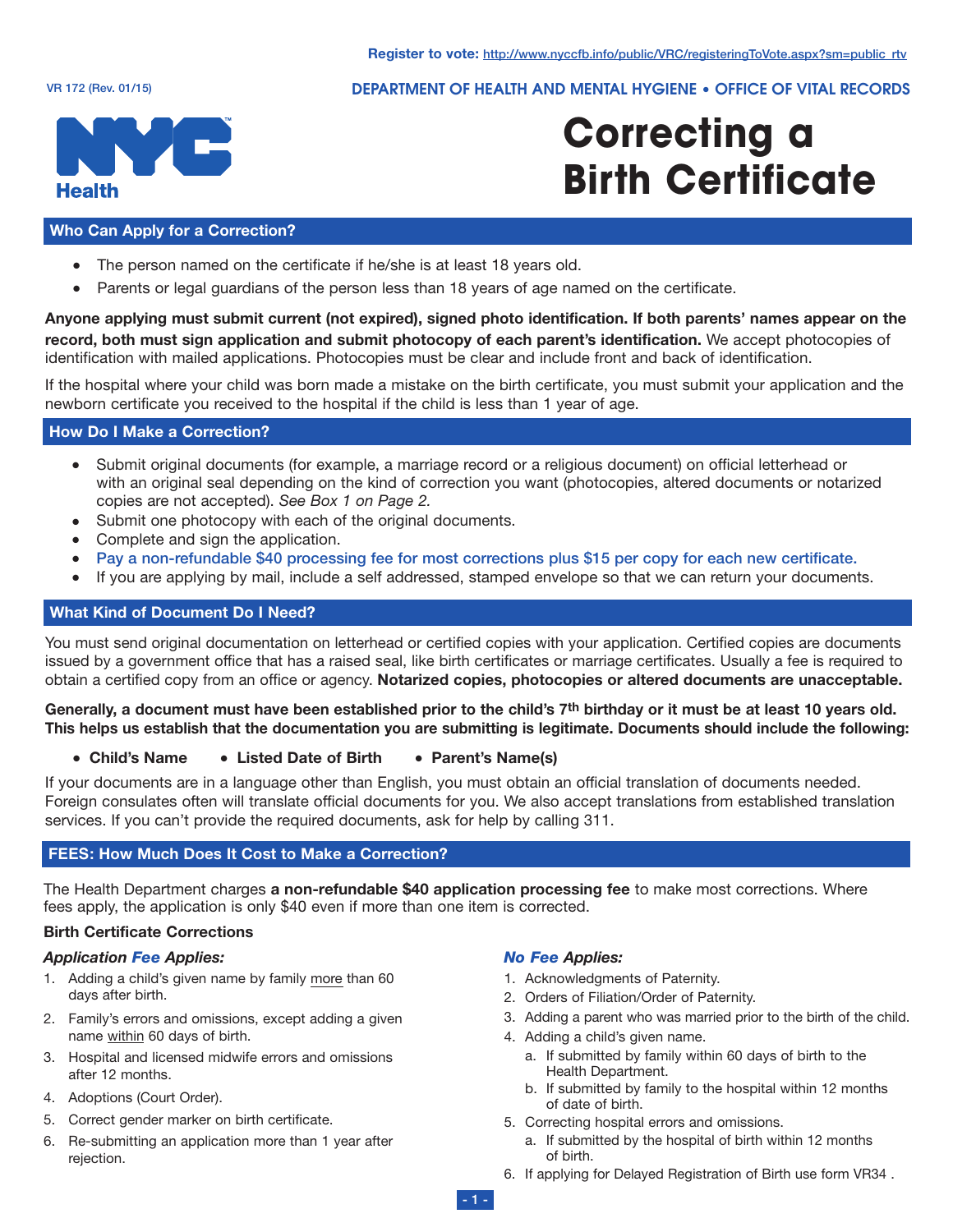Register to vote: http://www.nyccfb.info/public/VRC/registeringToVote.aspx?sm=public_rtv

VR 172 (Rev. 01/15)

DEPARTMENT OF HEALTH AND MENTAL HYGIENE • OFFICE OF VITAL RECORDS

NYC Health

# Correcting a Birth Certificate

## Who Can Apply for a Correction?

- The person named on the certificate if he/she is at least 18 years old.
- Parents or legal guardians of the person less than 18 years of age named on the certificate.

**Anyone applying must submit current (not expired), signed photo identification. If both parents' names appear on the record, both must sign application and submit photocopy of each parent's identification.** We accept photocopies of identification with mailed applications. Photocopies must be clear and include front and back of identification.

If the hospital where your child was born made a mistake on the birth certificate, you must submit your application and the newborn certificate you received to the hospital if the child is less than 1 year of age.

## How Do I Make a Correction?

- Submit original documents (for example, a marriage record or a religious document) on official letterhead or with an original seal depending on the kind of correction you want (photocopies, altered documents or notarized copies are not accepted). *See Box 1 on Page 2.*
- Submit one photocopy with each of the original documents.
- Complete and sign the application.
- Pay a non-refundable $40 processing fee for most corrections plus $15 per copy for each new certificate.
- If you are applying by mail, include a self addressed, stamped envelope so that we can return your documents.

## What Kind of Document Do I Need?

You must send original documentation on letterhead or certified copies with your application. Certified copies are documents issued by a government office that has a raised seal, like birth certificates or marriage certificates. Usually a fee is required to obtain a certified copy from an office or agency. **Notarized copies, photocopies or altered documents are unacceptable.**

**Generally, a document must have been established prior to the child's 7th birthday or it must be at least 10 years old. This helps us establish that the documentation you are submitting is legitimate. Documents should include the following:**

- **Child's Name**
- **Listed Date of Birth**
- **Parent's Name(s)**

If your documents are in a language other than English, you must obtain an official translation of documents needed. Foreign consulates often will translate official documents for you. We also accept translations from established translation services. If you can't provide the required documents, ask for help by calling 311.

## FEES: How Much Does It Cost to Make a Correction?

The Health Department charges **a non-refundable $40 application processing fee** to make most corrections. Where fees apply, the application is only $40 even if more than one item is corrected.

### Birth Certificate Corrections

***Application Fee Applies:***

1. Adding a child's given name by family more than 60 days after birth.
2. Family's errors and omissions, except adding a given name within 60 days of birth.
3. Hospital and licensed midwife errors and omissions after 12 months.
4. Adoptions (Court Order).
5. Correct gender marker on birth certificate.
6. Re-submitting an application more than 1 year after rejection.

***No Fee Applies:***

1. Acknowledgments of Paternity.
2. Orders of Filiation/Order of Paternity.
3. Adding a parent who was married prior to the birth of the child.
4. Adding a child's given name.
   a. If submitted by family within 60 days of birth to the Health Department.
   b. If submitted by family to the hospital within 12 months of date of birth.
5. Correcting hospital errors and omissions.
   a. If submitted by the hospital of birth within 12 months of birth.
6. If applying for Delayed Registration of Birth use form VR34 .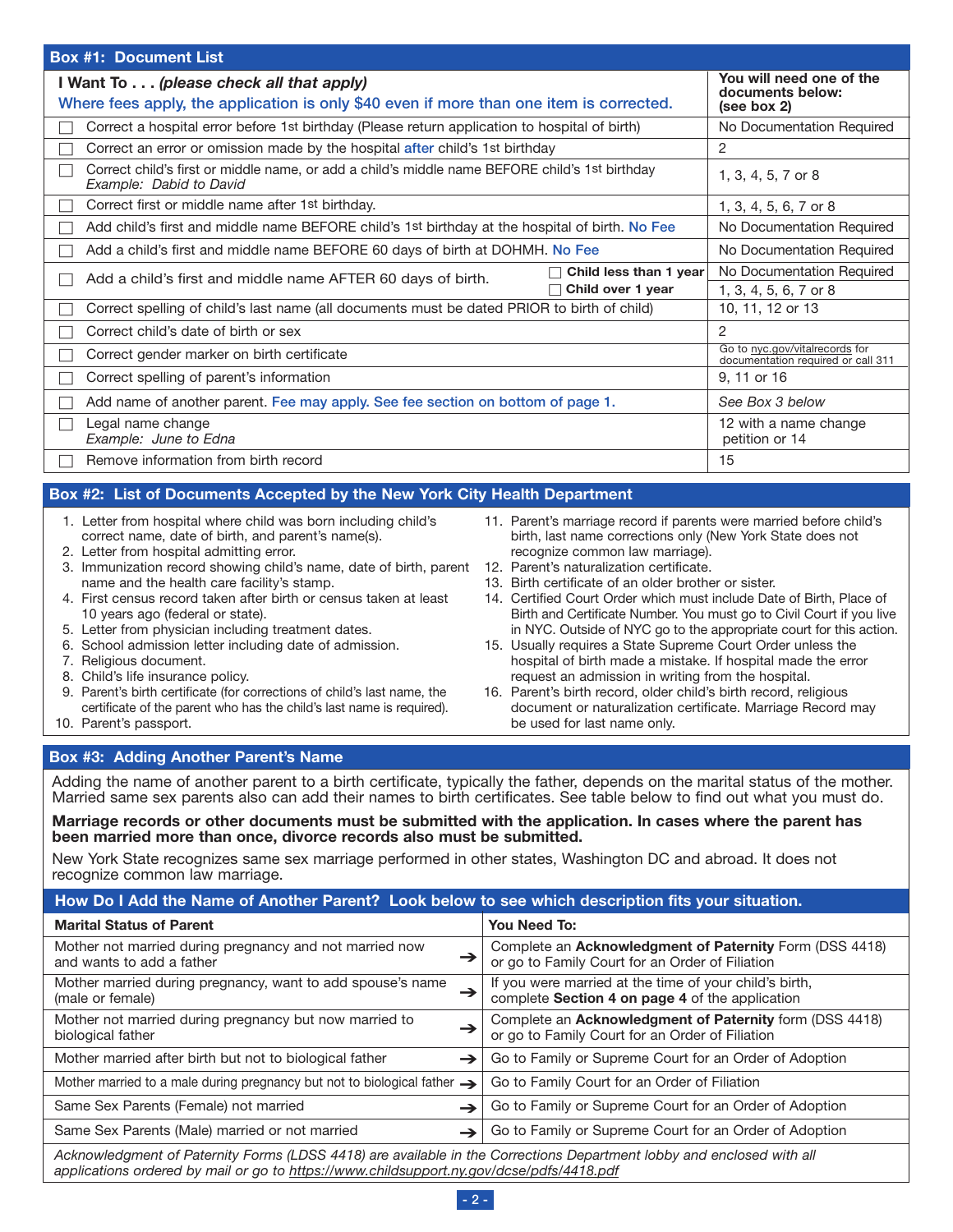## Box #1: Document List

| I Want To . . . *(please check all that apply)* Where fees apply, the application is only $40 even if more than one item is corrected. | | You will need one of the documents below: (see box 2) |
|---|---|---|
| ☐ Correct a hospital error before 1st birthday (Please return application to hospital of birth) | | No Documentation Required |
| ☐ Correct an error or omission made by the hospital after child's 1st birthday | | 2 |
| ☐ Correct child's first or middle name, or add a child's middle name BEFORE child's 1st birthday *Example: Dabid to David* | | 1, 3, 4, 5, 7 or 8 |
| ☐ Correct first or middle name after 1st birthday. | | 1, 3, 4, 5, 6, 7 or 8 |
| ☐ Add child's first and middle name BEFORE child's 1st birthday at the hospital of birth. No Fee | | No Documentation Required |
| ☐ Add a child's first and middle name BEFORE 60 days of birth at DOHMH. No Fee | | No Documentation Required |
| ☐ Add a child's first and middle name AFTER 60 days of birth. | ☐ **Child less than 1 year** | No Documentation Required |
| | ☐ **Child over 1 year** | 1, 3, 4, 5, 6, 7 or 8 |
| ☐ Correct spelling of child's last name (all documents must be dated PRIOR to birth of child) | | 10, 11, 12 or 13 |
| ☐ Correct child's date of birth or sex | | 2 |
| ☐ Correct gender marker on birth certificate | | Go to nyc.gov/vitalrecords for documentation required or call 311 |
| ☐ Correct spelling of parent's information | | 9, 11 or 16 |
| ☐ Add name of another parent. Fee may apply. See fee section on bottom of page 1. | | *See Box 3 below* |
| ☐ Legal name change *Example: June to Edna* | | 12 with a name change petition or 14 |
| ☐ Remove information from birth record | | 15 |

## Box #2: List of Documents Accepted by the New York City Health Department

1. Letter from hospital where child was born including child's correct name, date of birth, and parent's name(s).
2. Letter from hospital admitting error.
3. Immunization record showing child's name, date of birth, parent name and the health care facility's stamp.
4. First census record taken after birth or census taken at least 10 years ago (federal or state).
5. Letter from physician including treatment dates.
6. School admission letter including date of admission.
7. Religious document.
8. Child's life insurance policy.
9. Parent's birth certificate (for corrections of child's last name, the certificate of the parent who has the child's last name is required).
10. Parent's passport.
11. Parent's marriage record if parents were married before child's birth, last name corrections only (New York State does not recognize common law marriage).
12. Parent's naturalization certificate.
13. Birth certificate of an older brother or sister.
14. Certified Court Order which must include Date of Birth, Place of Birth and Certificate Number. You must go to Civil Court if you live in NYC. Outside of NYC go to the appropriate court for this action.
15. Usually requires a State Supreme Court Order unless the hospital of birth made a mistake. If hospital made the error request an admission in writing from the hospital.
16. Parent's birth record, older child's birth record, religious document or naturalization certificate. Marriage Record may be used for last name only.

## Box #3: Adding Another Parent's Name

Adding the name of another parent to a birth certificate, typically the father, depends on the marital status of the mother. Married same sex parents also can add their names to birth certificates. See table below to find out what you must do.

**Marriage records or other documents must be submitted with the application. In cases where the parent has been married more than once, divorce records also must be submitted.**

New York State recognizes same sex marriage performed in other states, Washington DC and abroad. It does not recognize common law marriage.

### How Do I Add the Name of Another Parent? Look below to see which description fits your situation.

| Marital Status of Parent | You Need To: |
|---|---|
| Mother not married during pregnancy and not married now and wants to add a father → | Complete an **Acknowledgment of Paternity** Form (DSS 4418) or go to Family Court for an Order of Filiation |
| Mother married during pregnancy, want to add spouse's name (male or female) → | If you were married at the time of your child's birth, complete **Section 4 on page 4** of the application |
| Mother not married during pregnancy but now married to biological father → | Complete an **Acknowledgment of Paternity** form (DSS 4418) or go to Family Court for an Order of Filiation |
| Mother married after birth but not to biological father → | Go to Family or Supreme Court for an Order of Adoption |
| Mother married to a male during pregnancy but not to biological father → | Go to Family Court for an Order of Filiation |
| Same Sex Parents (Female) not married → | Go to Family or Supreme Court for an Order of Adoption |
| Same Sex Parents (Male) married or not married → | Go to Family or Supreme Court for an Order of Adoption |

*Acknowledgment of Paternity Forms (LDSS 4418) are available in the Corrections Department lobby and enclosed with all applications ordered by mail or go to https://www.childsupport.ny.gov/dcse/pdfs/4418.pdf*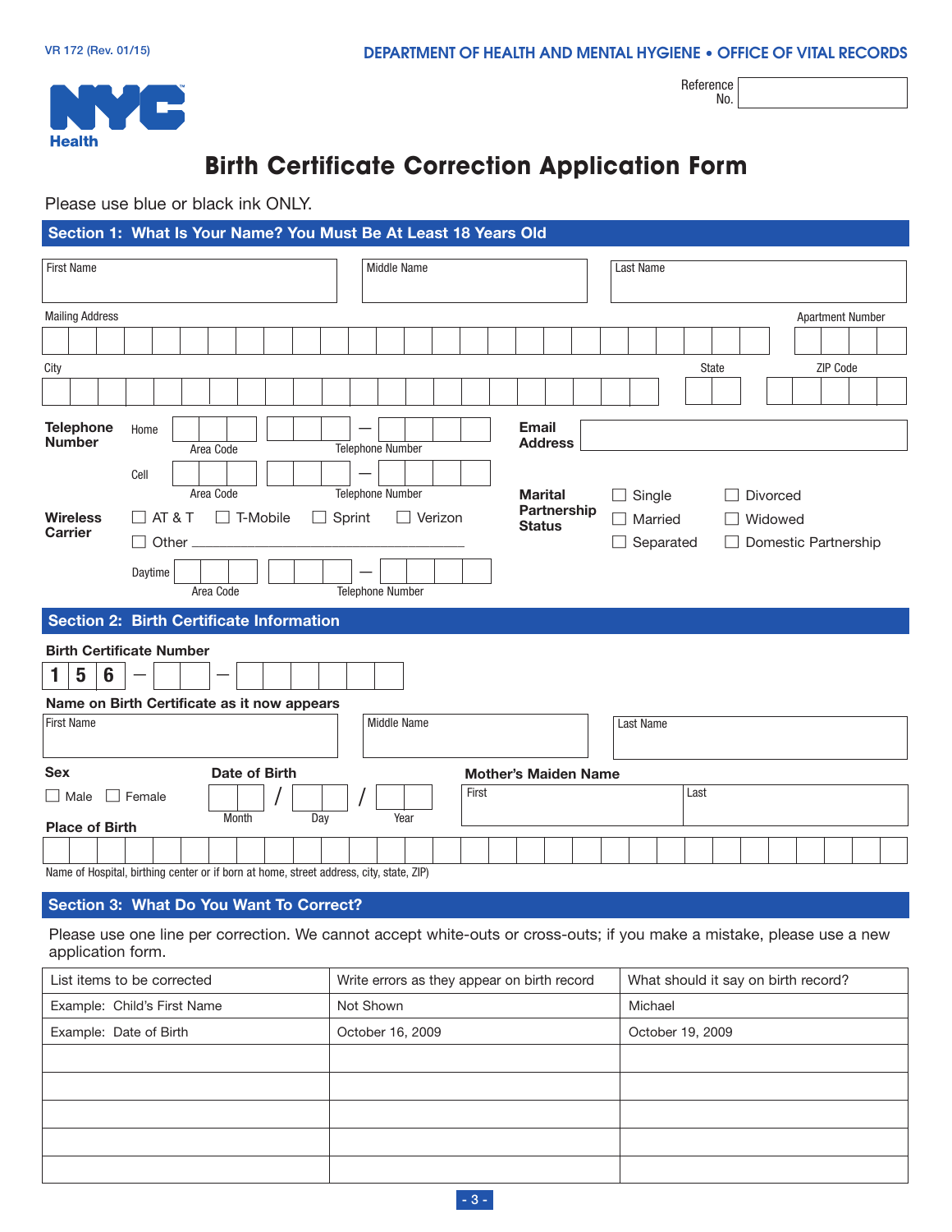VR 172 (Rev. 01/15)

DEPARTMENT OF HEALTH AND MENTAL HYGIENE • OFFICE OF VITAL RECORDS

NYC Health

Reference No. ____________

# Birth Certificate Correction Application Form

Please use blue or black ink ONLY.

## Section 1: What Is Your Name? You Must Be At Least 18 Years Old

First Name ____________ Middle Name ____________ Last Name ____________

Mailing Address ____________ Apartment Number ____________

City ____________ State ____________ ZIP Code ____________

**Telephone Number**

Home (Area Code) ______ (Telephone Number) ______ — ______

Cell (Area Code) ______ (Telephone Number) ______ — ______

**Email Address** ____________

**Wireless Carrier**

☐ AT & T ☐ T-Mobile ☐ Sprint ☐ Verizon

☐ Other ____________

**Marital Partnership Status**

☐ Single ☐ Divorced
☐ Married ☐ Widowed
☐ Separated ☐ Domestic Partnership

Daytime (Area Code) ______ (Telephone Number) ______ — ______

## Section 2: Birth Certificate Information

**Birth Certificate Number**

1 5 6 — ______ — ______

**Name on Birth Certificate as it now appears**

First Name ____________ Middle Name ____________ Last Name ____________

**Sex**

☐ Male ☐ Female

**Date of Birth**

______ / ______ / ______
Month Day Year

**Mother's Maiden Name**

First ____________ Last ____________

**Place of Birth**

____________

Name of Hospital, birthing center or if born at home, street address, city, state, ZIP)

## Section 3: What Do You Want To Correct?

Please use one line per correction. We cannot accept white-outs or cross-outs; if you make a mistake, please use a new application form.

| List items to be corrected | Write errors as they appear on birth record | What should it say on birth record? |
|---|---|---|
| Example: Child's First Name | Not Shown | Michael |
| Example: Date of Birth | October 16, 2009 | October 19, 2009 |
| | | |
| | | |
| | | |
| | | |
| | | |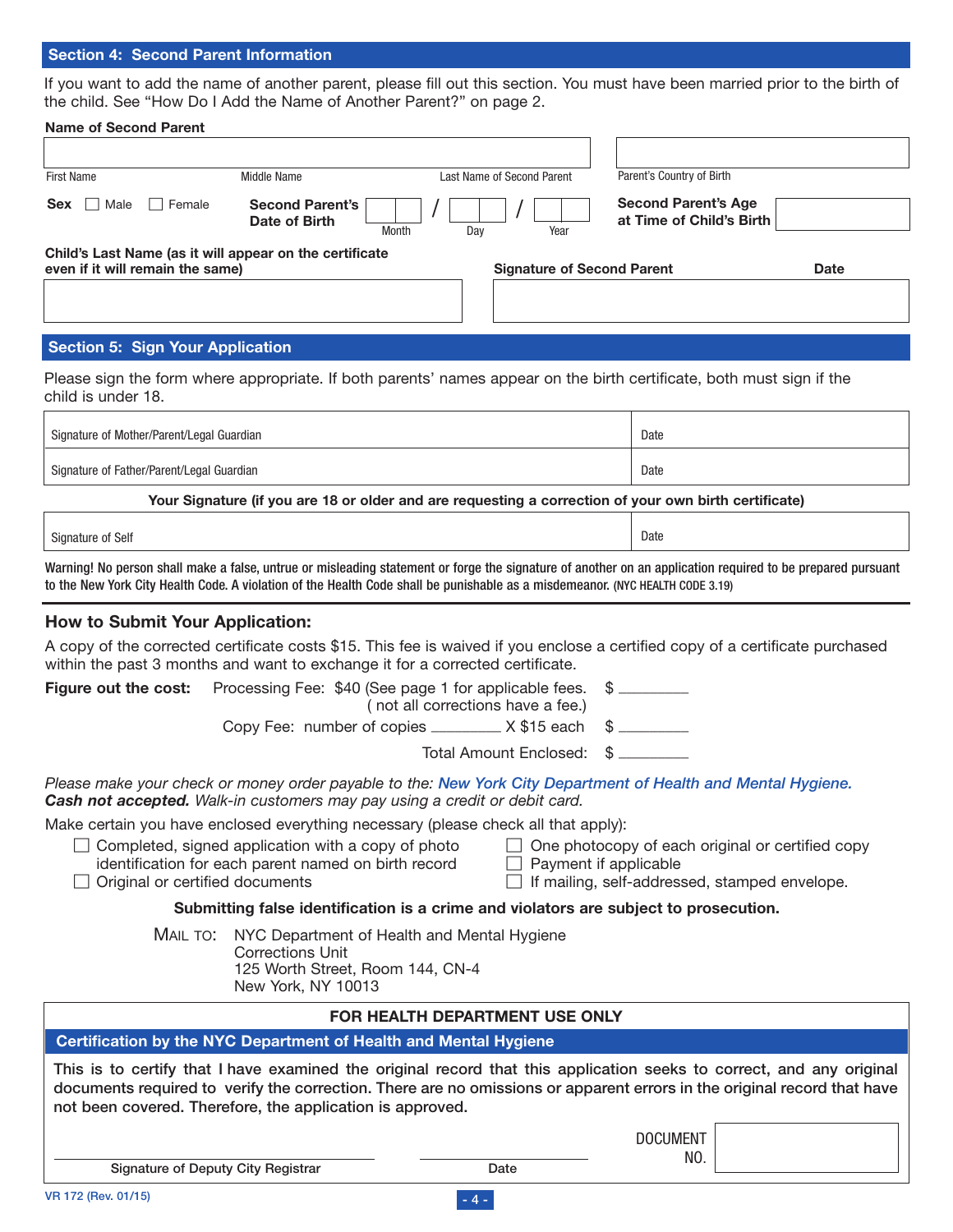## Section 4: Second Parent Information

If you want to add the name of another parent, please fill out this section. You must have been married prior to the birth of the child. See "How Do I Add the Name of Another Parent?" on page 2.

**Name of Second Parent**

| | | | |
|---|---|---|---|
| First Name | Middle Name | Last Name of Second Parent | Parent's Country of Birth |

**Sex** ☐ Male ☐ Female **Second Parent's Date of Birth** ____ / ____ / ____ (Month / Day / Year) **Second Parent's Age at Time of Child's Birth** ________

**Child's Last Name (as it will appear on the certificate even if it will remain the same)** ________

**Signature of Second Parent** ________ **Date** ________

## Section 5: Sign Your Application

Please sign the form where appropriate. If both parents' names appear on the birth certificate, both must sign if the child is under 18.

| | |
|---|---|
| Signature of Mother/Parent/Legal Guardian | Date |
| Signature of Father/Parent/Legal Guardian | Date |

**Your Signature (if you are 18 or older and are requesting a correction of your own birth certificate)**

| | |
|---|---|
| Signature of Self | Date |

**Warning! No person shall make a false, untrue or misleading statement or forge the signature of another on an application required to be prepared pursuant to the New York City Health Code. A violation of the Health Code shall be punishable as a misdemeanor.** (NYC HEALTH CODE 3.19)

### How to Submit Your Application:

A copy of the corrected certificate costs $15. This fee is waived if you enclose a certified copy of a certificate purchased within the past 3 months and want to exchange it for a corrected certificate.

**Figure out the cost:** Processing Fee: $40 (See page 1 for applicable fees. ( not all corrections have a fee.) $ ________

Copy Fee: number of copies ________ X $15 each $ ________

Total Amount Enclosed: $ ________

*Please make your check or money order payable to the: New York City Department of Health and Mental Hygiene.* ***Cash not accepted.*** *Walk-in customers may pay using a credit or debit card.*

Make certain you have enclosed everything necessary (please check all that apply):

- ☐ Completed, signed application with a copy of photo identification for each parent named on birth record
- ☐ Original or certified documents
- ☐ One photocopy of each original or certified copy
- ☐ Payment if applicable
- ☐ If mailing, self-addressed, stamped envelope.

**Submitting false identification is a crime and violators are subject to prosecution.**

MAIL TO: NYC Department of Health and Mental Hygiene
Corrections Unit
125 Worth Street, Room 144, CN-4
New York, NY 10013

**FOR HEALTH DEPARTMENT USE ONLY**

**Certification by the NYC Department of Health and Mental Hygiene**

**This is to certify that I have examined the original record that this application seeks to correct, and any original documents required to verify the correction. There are no omissions or apparent errors in the original record that have not been covered. Therefore, the application is approved.**

Signature of Deputy City Registrar ________ Date ________ DOCUMENT NO. ________

VR 172 (Rev. 01/15)